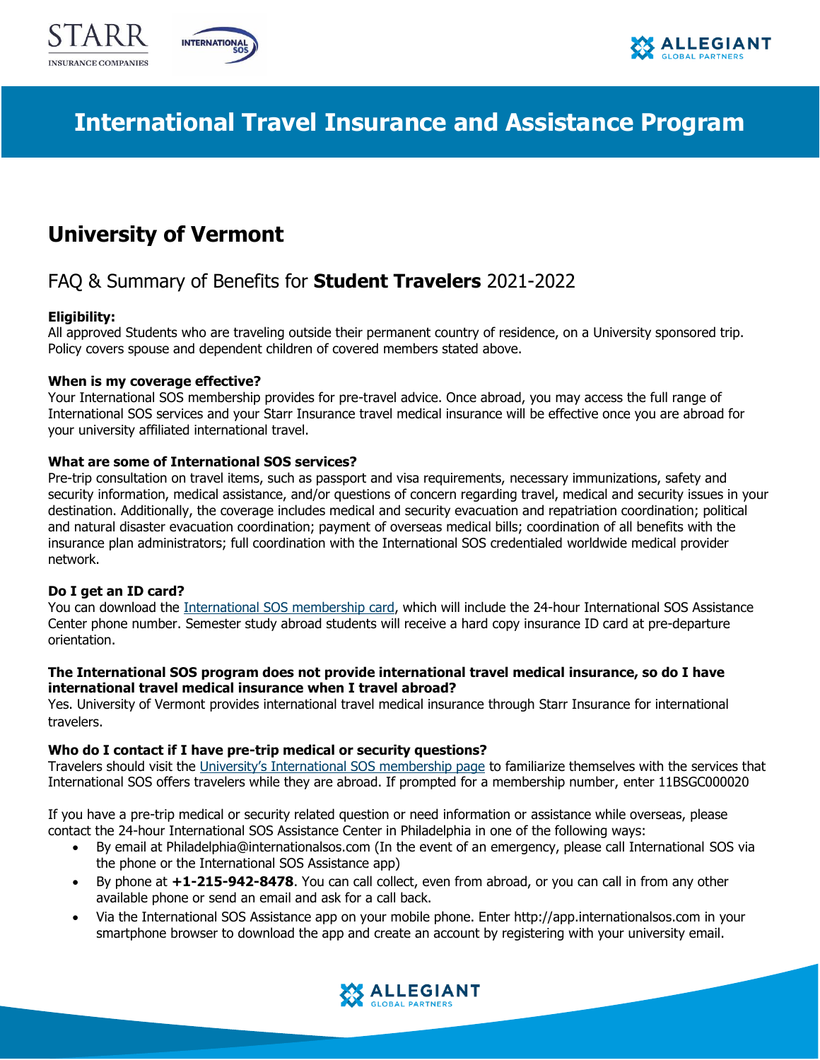# International Travel Insurance and Assistance Program

## University of Vermont

### FAQ & Summary of Benefits for **Student Travelers** 2021-2022

**Eligibility:**
All approved Students who are traveling outside their permanent country of residence, on a University sponsored trip. Policy covers spouse and dependent children of covered members stated above.

**When is my coverage effective?**
Your International SOS membership provides for pre-travel advice. Once abroad, you may access the full range of International SOS services and your Starr Insurance travel medical insurance will be effective once you are abroad for your university affiliated international travel.

**What are some of International SOS services?**
Pre-trip consultation on travel items, such as passport and visa requirements, necessary immunizations, safety and security information, medical assistance, and/or questions of concern regarding travel, medical and security issues in your destination. Additionally, the coverage includes medical and security evacuation and repatriation coordination; political and natural disaster evacuation coordination; payment of overseas medical bills; coordination of all benefits with the insurance plan administrators; full coordination with the International SOS credentialed worldwide medical provider network.

**Do I get an ID card?**
You can download the International SOS membership card, which will include the 24-hour International SOS Assistance Center phone number. Semester study abroad students will receive a hard copy insurance ID card at pre-departure orientation.

**The International SOS program does not provide international travel medical insurance, so do I have international travel medical insurance when I travel abroad?**
Yes. University of Vermont provides international travel medical insurance through Starr Insurance for international travelers.

**Who do I contact if I have pre-trip medical or security questions?**
Travelers should visit the University's International SOS membership page to familiarize themselves with the services that International SOS offers travelers while they are abroad. If prompted for a membership number, enter 11BSGC000020

If you have a pre-trip medical or security related question or need information or assistance while overseas, please contact the 24-hour International SOS Assistance Center in Philadelphia in one of the following ways:

- By email at Philadelphia@internationalsos.com (In the event of an emergency, please call International SOS via the phone or the International SOS Assistance app)
- By phone at **+1-215-942-8478**. You can call collect, even from abroad, or you can call in from any other available phone or send an email and ask for a call back.
- Via the International SOS Assistance app on your mobile phone. Enter http://app.internationalsos.com in your smartphone browser to download the app and create an account by registering with your university email.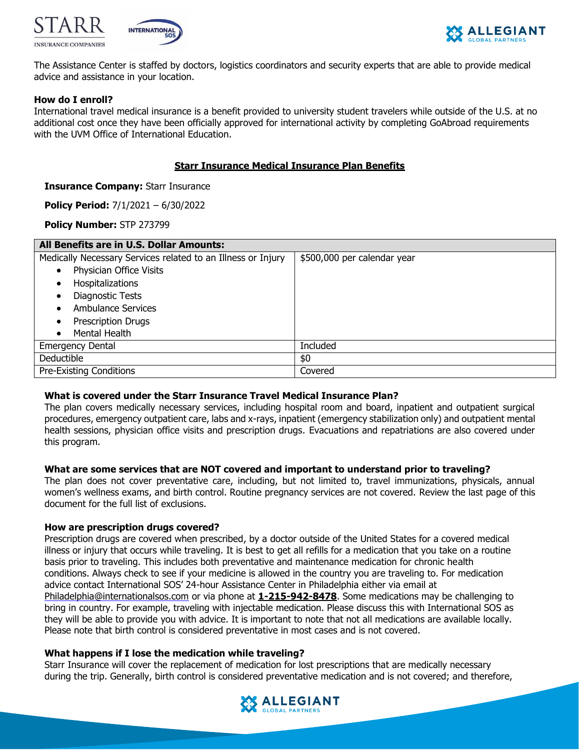The Assistance Center is staffed by doctors, logistics coordinators and security experts that are able to provide medical advice and assistance in your location.

**How do I enroll?**

International travel medical insurance is a benefit provided to university student travelers while outside of the U.S. at no additional cost once they have been officially approved for international activity by completing GoAbroad requirements with the UVM Office of International Education.

## Starr Insurance Medical Insurance Plan Benefits

**Insurance Company:** Starr Insurance

**Policy Period:** 7/1/2021 – 6/30/2022

**Policy Number:** STP 273799

| All Benefits are in U.S. Dollar Amounts: | |
|---|---|
| Medically Necessary Services related to an Illness or Injury<br>• Physician Office Visits<br>• Hospitalizations<br>• Diagnostic Tests<br>• Ambulance Services<br>• Prescription Drugs<br>• Mental Health | $500,000 per calendar year |
| Emergency Dental | Included |
| Deductible | $0 |
| Pre-Existing Conditions | Covered |

**What is covered under the Starr Insurance Travel Medical Insurance Plan?**

The plan covers medically necessary services, including hospital room and board, inpatient and outpatient surgical procedures, emergency outpatient care, labs and x-rays, inpatient (emergency stabilization only) and outpatient mental health sessions, physician office visits and prescription drugs. Evacuations and repatriations are also covered under this program.

**What are some services that are NOT covered and important to understand prior to traveling?**

The plan does not cover preventative care, including, but not limited to, travel immunizations, physicals, annual women's wellness exams, and birth control. Routine pregnancy services are not covered. Review the last page of this document for the full list of exclusions.

**How are prescription drugs covered?**

Prescription drugs are covered when prescribed, by a doctor outside of the United States for a covered medical illness or injury that occurs while traveling. It is best to get all refills for a medication that you take on a routine basis prior to traveling. This includes both preventative and maintenance medication for chronic health conditions. Always check to see if your medicine is allowed in the country you are traveling to. For medication advice contact International SOS' 24-hour Assistance Center in Philadelphia either via email at Philadelphia@internationalsos.com or via phone at **1-215-942-8478**. Some medications may be challenging to bring in country. For example, traveling with injectable medication. Please discuss this with International SOS as they will be able to provide you with advice. It is important to note that not all medications are available locally. Please note that birth control is considered preventative in most cases and is not covered.

**What happens if I lose the medication while traveling?**

Starr Insurance will cover the replacement of medication for lost prescriptions that are medically necessary during the trip. Generally, birth control is considered preventative medication and is not covered; and therefore,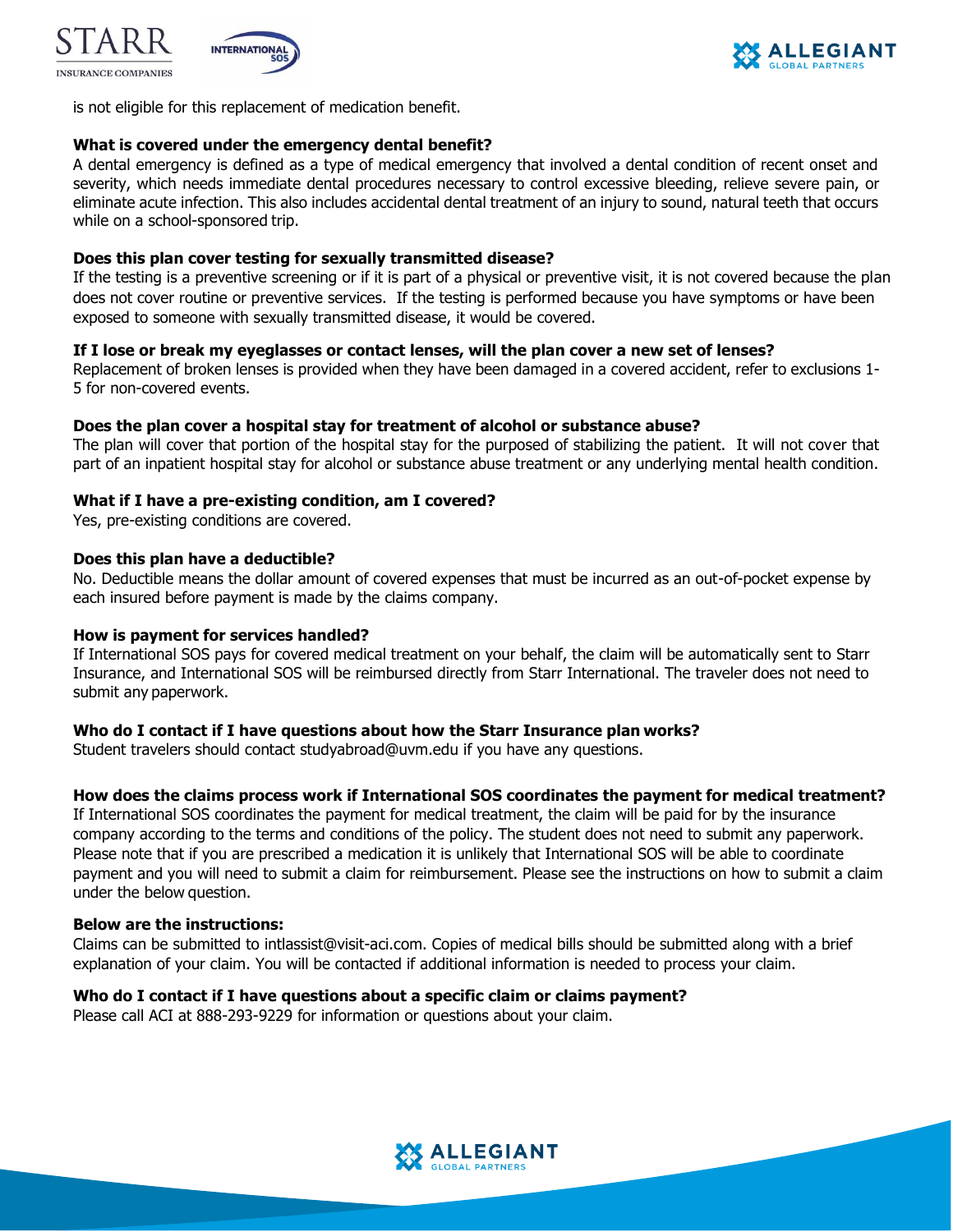is not eligible for this replacement of medication benefit.

**What is covered under the emergency dental benefit?**

A dental emergency is defined as a type of medical emergency that involved a dental condition of recent onset and severity, which needs immediate dental procedures necessary to control excessive bleeding, relieve severe pain, or eliminate acute infection. This also includes accidental dental treatment of an injury to sound, natural teeth that occurs while on a school-sponsored trip.

**Does this plan cover testing for sexually transmitted disease?**

If the testing is a preventive screening or if it is part of a physical or preventive visit, it is not covered because the plan does not cover routine or preventive services. If the testing is performed because you have symptoms or have been exposed to someone with sexually transmitted disease, it would be covered.

**If I lose or break my eyeglasses or contact lenses, will the plan cover a new set of lenses?**

Replacement of broken lenses is provided when they have been damaged in a covered accident, refer to exclusions 1-5 for non-covered events.

**Does the plan cover a hospital stay for treatment of alcohol or substance abuse?**

The plan will cover that portion of the hospital stay for the purposed of stabilizing the patient. It will not cover that part of an inpatient hospital stay for alcohol or substance abuse treatment or any underlying mental health condition.

**What if I have a pre-existing condition, am I covered?**

Yes, pre-existing conditions are covered.

**Does this plan have a deductible?**

No. Deductible means the dollar amount of covered expenses that must be incurred as an out-of-pocket expense by each insured before payment is made by the claims company.

**How is payment for services handled?**

If International SOS pays for covered medical treatment on your behalf, the claim will be automatically sent to Starr Insurance, and International SOS will be reimbursed directly from Starr International. The traveler does not need to submit any paperwork.

**Who do I contact if I have questions about how the Starr Insurance plan works?**

Student travelers should contact studyabroad@uvm.edu if you have any questions.

**How does the claims process work if International SOS coordinates the payment for medical treatment?**

If International SOS coordinates the payment for medical treatment, the claim will be paid for by the insurance company according to the terms and conditions of the policy. The student does not need to submit any paperwork. Please note that if you are prescribed a medication it is unlikely that International SOS will be able to coordinate payment and you will need to submit a claim for reimbursement. Please see the instructions on how to submit a claim under the below question.

**Below are the instructions:**

Claims can be submitted to intlassist@visit-aci.com. Copies of medical bills should be submitted along with a brief explanation of your claim. You will be contacted if additional information is needed to process your claim.

**Who do I contact if I have questions about a specific claim or claims payment?**

Please call ACI at 888-293-9229 for information or questions about your claim.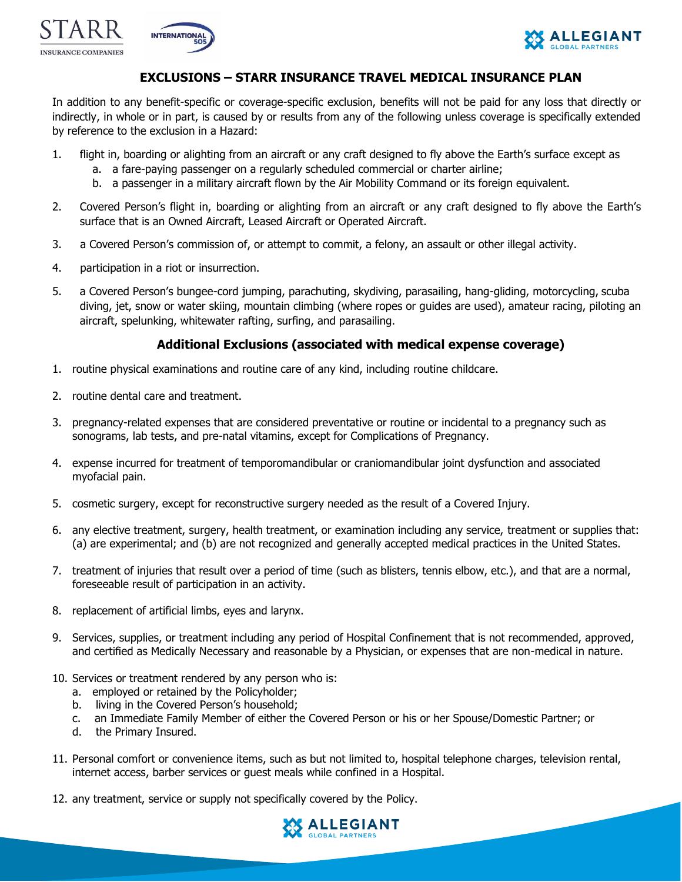## EXCLUSIONS – STARR INSURANCE TRAVEL MEDICAL INSURANCE PLAN

In addition to any benefit-specific or coverage-specific exclusion, benefits will not be paid for any loss that directly or indirectly, in whole or in part, is caused by or results from any of the following unless coverage is specifically extended by reference to the exclusion in a Hazard:

1. flight in, boarding or alighting from an aircraft or any craft designed to fly above the Earth's surface except as
   a. a fare-paying passenger on a regularly scheduled commercial or charter airline;
   b. a passenger in a military aircraft flown by the Air Mobility Command or its foreign equivalent.
2. Covered Person's flight in, boarding or alighting from an aircraft or any craft designed to fly above the Earth's surface that is an Owned Aircraft, Leased Aircraft or Operated Aircraft.
3. a Covered Person's commission of, or attempt to commit, a felony, an assault or other illegal activity.
4. participation in a riot or insurrection.
5. a Covered Person's bungee-cord jumping, parachuting, skydiving, parasailing, hang-gliding, motorcycling, scuba diving, jet, snow or water skiing, mountain climbing (where ropes or guides are used), amateur racing, piloting an aircraft, spelunking, whitewater rafting, surfing, and parasailing.

### Additional Exclusions (associated with medical expense coverage)

1. routine physical examinations and routine care of any kind, including routine childcare.
2. routine dental care and treatment.
3. pregnancy-related expenses that are considered preventative or routine or incidental to a pregnancy such as sonograms, lab tests, and pre-natal vitamins, except for Complications of Pregnancy.
4. expense incurred for treatment of temporomandibular or craniomandibular joint dysfunction and associated myofacial pain.
5. cosmetic surgery, except for reconstructive surgery needed as the result of a Covered Injury.
6. any elective treatment, surgery, health treatment, or examination including any service, treatment or supplies that: (a) are experimental; and (b) are not recognized and generally accepted medical practices in the United States.
7. treatment of injuries that result over a period of time (such as blisters, tennis elbow, etc.), and that are a normal, foreseeable result of participation in an activity.
8. replacement of artificial limbs, eyes and larynx.
9. Services, supplies, or treatment including any period of Hospital Confinement that is not recommended, approved, and certified as Medically Necessary and reasonable by a Physician, or expenses that are non-medical in nature.
10. Services or treatment rendered by any person who is:
    a. employed or retained by the Policyholder;
    b. living in the Covered Person's household;
    c. an Immediate Family Member of either the Covered Person or his or her Spouse/Domestic Partner; or
    d. the Primary Insured.
11. Personal comfort or convenience items, such as but not limited to, hospital telephone charges, television rental, internet access, barber services or guest meals while confined in a Hospital.
12. any treatment, service or supply not specifically covered by the Policy.